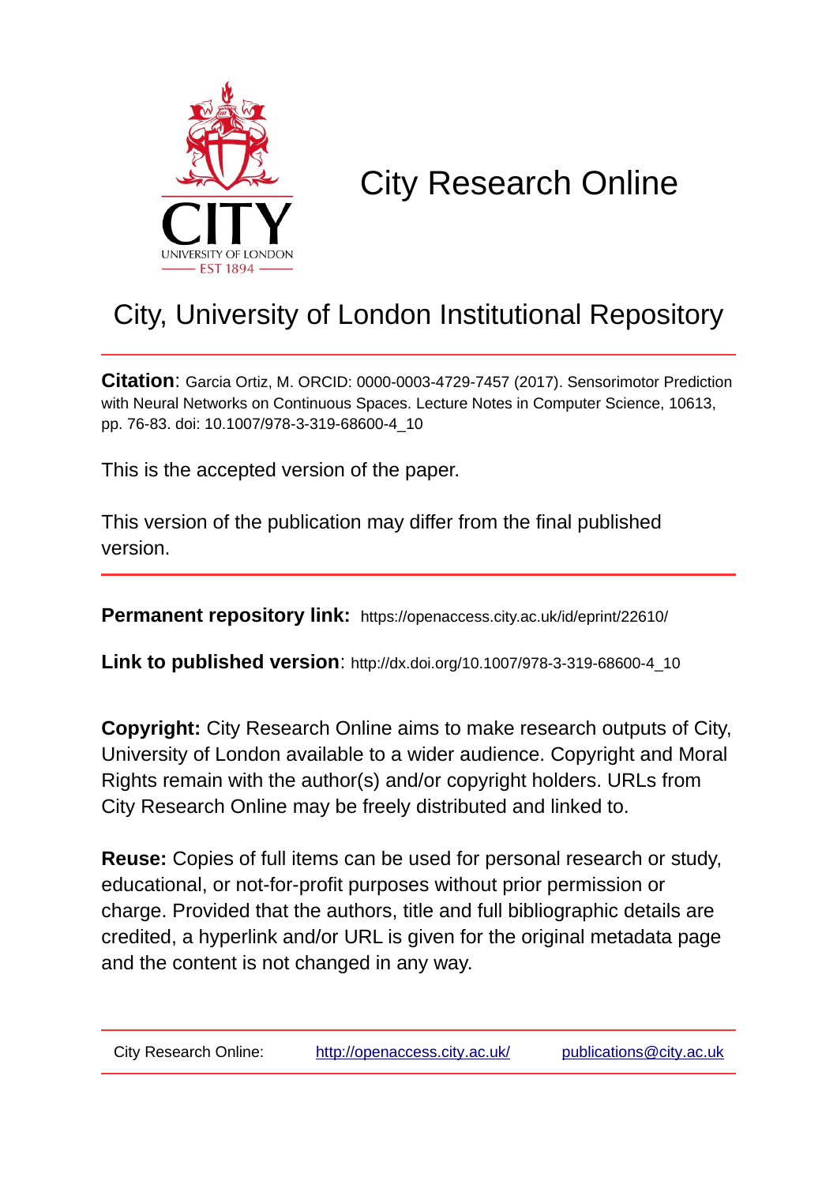# City Research Online

## City, University of London Institutional Repository

**Citation**: Garcia Ortiz, M. ORCID: 0000-0003-4729-7457 (2017). Sensorimotor Prediction with Neural Networks on Continuous Spaces. Lecture Notes in Computer Science, 10613, pp. 76-83. doi: 10.1007/978-3-319-68600-4_10

This is the accepted version of the paper.

This version of the publication may differ from the final published version.

**Permanent repository link:** https://openaccess.city.ac.uk/id/eprint/22610/

**Link to published version**: http://dx.doi.org/10.1007/978-3-319-68600-4_10

**Copyright:** City Research Online aims to make research outputs of City, University of London available to a wider audience. Copyright and Moral Rights remain with the author(s) and/or copyright holders. URLs from City Research Online may be freely distributed and linked to.

**Reuse:** Copies of full items can be used for personal research or study, educational, or not-for-profit purposes without prior permission or charge. Provided that the authors, title and full bibliographic details are credited, a hyperlink and/or URL is given for the original metadata page and the content is not changed in any way.

City Research Online: http://openaccess.city.ac.uk/ publications@city.ac.uk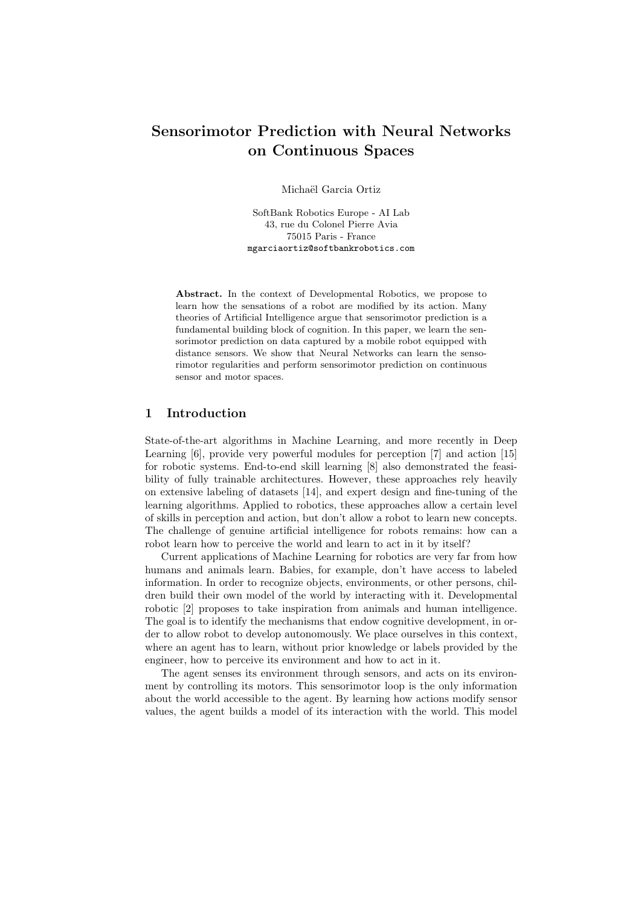# Sensorimotor Prediction with Neural Networks on Continuous Spaces

Michaël Garcia Ortiz

SoftBank Robotics Europe - AI Lab
43, rue du Colonel Pierre Avia
75015 Paris - France
mgarciaortiz@softbankrobotics.com

**Abstract.** In the context of Developmental Robotics, we propose to learn how the sensations of a robot are modified by its action. Many theories of Artificial Intelligence argue that sensorimotor prediction is a fundamental building block of cognition. In this paper, we learn the sensorimotor prediction on data captured by a mobile robot equipped with distance sensors. We show that Neural Networks can learn the sensorimotor regularities and perform sensorimotor prediction on continuous sensor and motor spaces.

## 1 Introduction

State-of-the-art algorithms in Machine Learning, and more recently in Deep Learning [6], provide very powerful modules for perception [7] and action [15] for robotic systems. End-to-end skill learning [8] also demonstrated the feasibility of fully trainable architectures. However, these approaches rely heavily on extensive labeling of datasets [14], and expert design and fine-tuning of the learning algorithms. Applied to robotics, these approaches allow a certain level of skills in perception and action, but don't allow a robot to learn new concepts. The challenge of genuine artificial intelligence for robots remains: how can a robot learn how to perceive the world and learn to act in it by itself?

Current applications of Machine Learning for robotics are very far from how humans and animals learn. Babies, for example, don't have access to labeled information. In order to recognize objects, environments, or other persons, children build their own model of the world by interacting with it. Developmental robotic [2] proposes to take inspiration from animals and human intelligence. The goal is to identify the mechanisms that endow cognitive development, in order to allow robot to develop autonomously. We place ourselves in this context, where an agent has to learn, without prior knowledge or labels provided by the engineer, how to perceive its environment and how to act in it.

The agent senses its environment through sensors, and acts on its environment by controlling its motors. This sensorimotor loop is the only information about the world accessible to the agent. By learning how actions modify sensor values, the agent builds a model of its interaction with the world. This model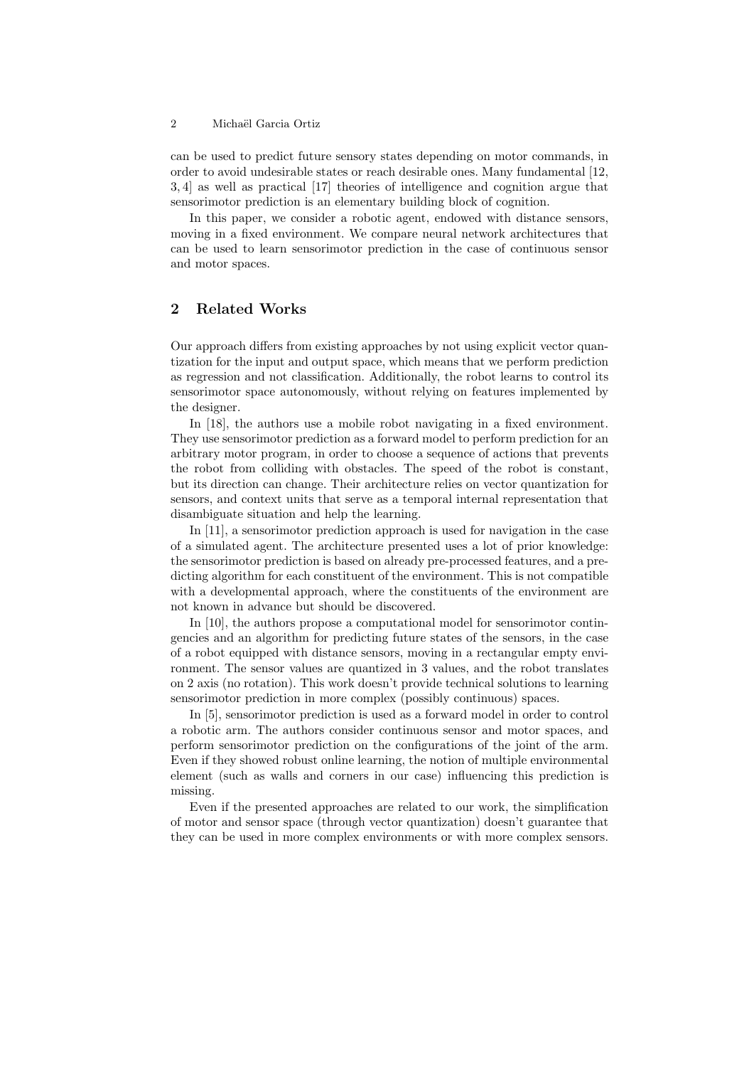can be used to predict future sensory states depending on motor commands, in order to avoid undesirable states or reach desirable ones. Many fundamental [12, 3, 4] as well as practical [17] theories of intelligence and cognition argue that sensorimotor prediction is an elementary building block of cognition.

In this paper, we consider a robotic agent, endowed with distance sensors, moving in a fixed environment. We compare neural network architectures that can be used to learn sensorimotor prediction in the case of continuous sensor and motor spaces.

## 2 Related Works

Our approach differs from existing approaches by not using explicit vector quantization for the input and output space, which means that we perform prediction as regression and not classification. Additionally, the robot learns to control its sensorimotor space autonomously, without relying on features implemented by the designer.

In [18], the authors use a mobile robot navigating in a fixed environment. They use sensorimotor prediction as a forward model to perform prediction for an arbitrary motor program, in order to choose a sequence of actions that prevents the robot from colliding with obstacles. The speed of the robot is constant, but its direction can change. Their architecture relies on vector quantization for sensors, and context units that serve as a temporal internal representation that disambiguate situation and help the learning.

In [11], a sensorimotor prediction approach is used for navigation in the case of a simulated agent. The architecture presented uses a lot of prior knowledge: the sensorimotor prediction is based on already pre-processed features, and a predicting algorithm for each constituent of the environment. This is not compatible with a developmental approach, where the constituents of the environment are not known in advance but should be discovered.

In [10], the authors propose a computational model for sensorimotor contingencies and an algorithm for predicting future states of the sensors, in the case of a robot equipped with distance sensors, moving in a rectangular empty environment. The sensor values are quantized in 3 values, and the robot translates on 2 axis (no rotation). This work doesn't provide technical solutions to learning sensorimotor prediction in more complex (possibly continuous) spaces.

In [5], sensorimotor prediction is used as a forward model in order to control a robotic arm. The authors consider continuous sensor and motor spaces, and perform sensorimotor prediction on the configurations of the joint of the arm. Even if they showed robust online learning, the notion of multiple environmental element (such as walls and corners in our case) influencing this prediction is missing.

Even if the presented approaches are related to our work, the simplification of motor and sensor space (through vector quantization) doesn't guarantee that they can be used in more complex environments or with more complex sensors.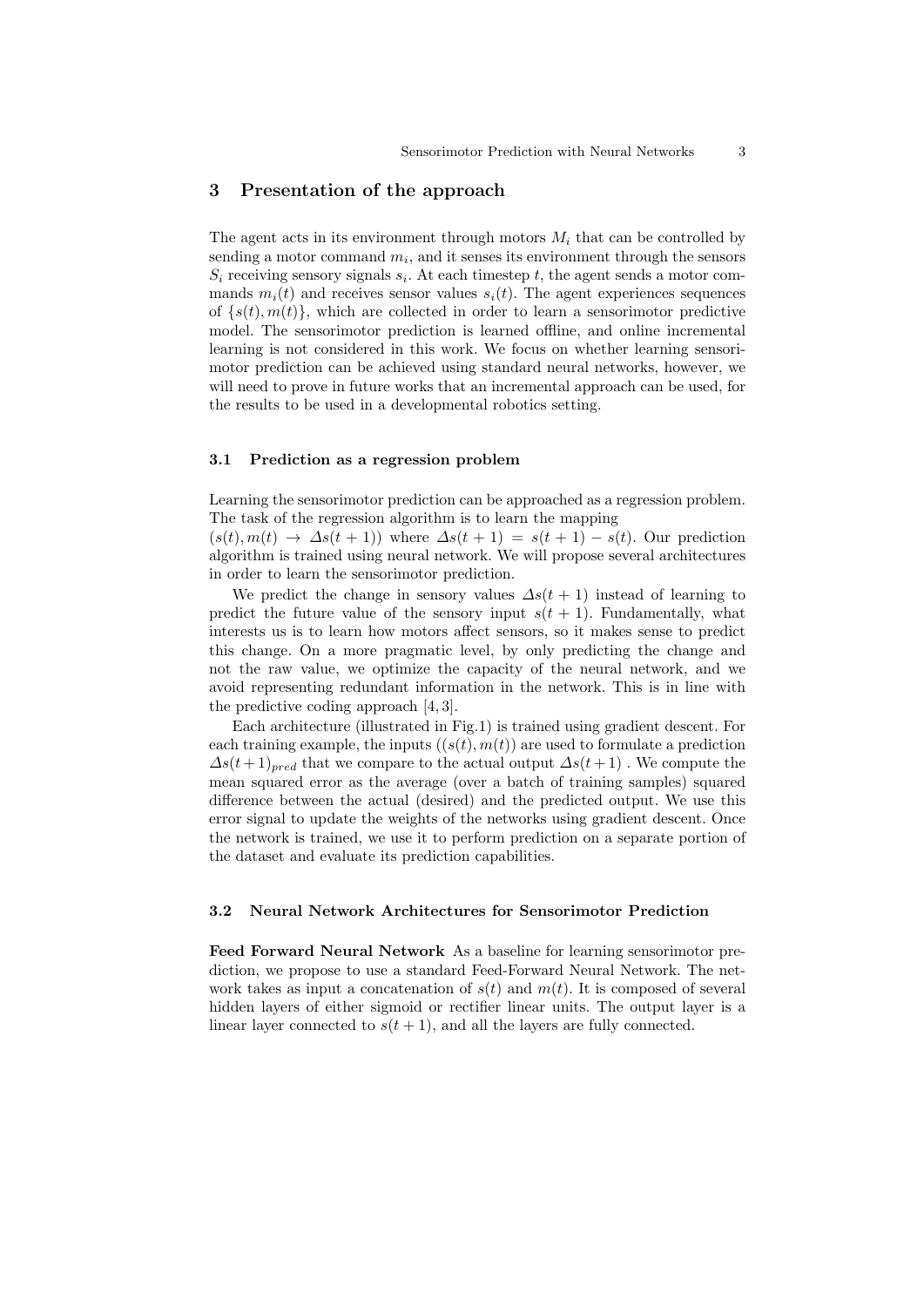## 3 Presentation of the approach

The agent acts in its environment through motors $M_i$ that can be controlled by sending a motor command $m_i$, and it senses its environment through the sensors $S_i$ receiving sensory signals $s_i$. At each timestep $t$, the agent sends a motor commands $m_i(t)$ and receives sensor values $s_i(t)$. The agent experiences sequences of $\{s(t), m(t)\}$, which are collected in order to learn a sensorimotor predictive model. The sensorimotor prediction is learned offline, and online incremental learning is not considered in this work. We focus on whether learning sensorimotor prediction can be achieved using standard neural networks, however, we will need to prove in future works that an incremental approach can be used, for the results to be used in a developmental robotics setting.

### 3.1 Prediction as a regression problem

Learning the sensorimotor prediction can be approached as a regression problem. The task of the regression algorithm is to learn the mapping $(s(t), m(t) \rightarrow \Delta s(t+1))$ where $\Delta s(t+1) = s(t+1) - s(t)$. Our prediction algorithm is trained using neural network. We will propose several architectures in order to learn the sensorimotor prediction.

We predict the change in sensory values $\Delta s(t+1)$ instead of learning to predict the future value of the sensory input $s(t+1)$. Fundamentally, what interests us is to learn how motors affect sensors, so it makes sense to predict this change. On a more pragmatic level, by only predicting the change and not the raw value, we optimize the capacity of the neural network, and we avoid representing redundant information in the network. This is in line with the predictive coding approach [4, 3].

Each architecture (illustrated in Fig.1) is trained using gradient descent. For each training example, the inputs $((s(t), m(t))$ are used to formulate a prediction $\Delta s(t+1)_{pred}$ that we compare to the actual output $\Delta s(t+1)$ . We compute the mean squared error as the average (over a batch of training samples) squared difference between the actual (desired) and the predicted output. We use this error signal to update the weights of the networks using gradient descent. Once the network is trained, we use it to perform prediction on a separate portion of the dataset and evaluate its prediction capabilities.

### 3.2 Neural Network Architectures for Sensorimotor Prediction

**Feed Forward Neural Network** As a baseline for learning sensorimotor prediction, we propose to use a standard Feed-Forward Neural Network. The network takes as input a concatenation of $s(t)$ and $m(t)$. It is composed of several hidden layers of either sigmoid or rectifier linear units. The output layer is a linear layer connected to $s(t+1)$, and all the layers are fully connected.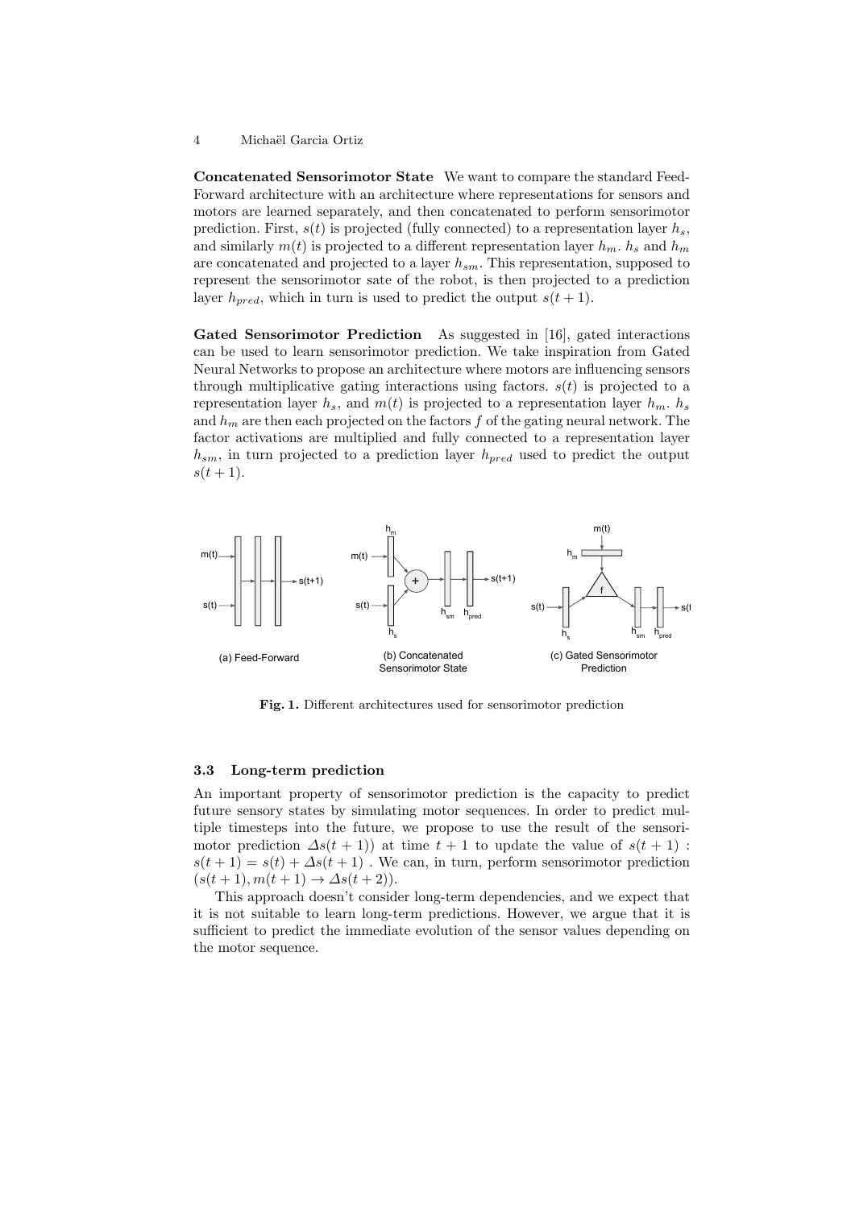**Concatenated Sensorimotor State** We want to compare the standard Feed-Forward architecture with an architecture where representations for sensors and motors are learned separately, and then concatenated to perform sensorimotor prediction. First, $s(t)$ is projected (fully connected) to a representation layer $h_s$, and similarly $m(t)$ is projected to a different representation layer $h_m$. $h_s$ and $h_m$ are concatenated and projected to a layer $h_{sm}$. This representation, supposed to represent the sensorimotor sate of the robot, is then projected to a prediction layer $h_{pred}$, which in turn is used to predict the output $s(t+1)$.

**Gated Sensorimotor Prediction** As suggested in [16], gated interactions can be used to learn sensorimotor prediction. We take inspiration from Gated Neural Networks to propose an architecture where motors are influencing sensors through multiplicative gating interactions using factors. $s(t)$ is projected to a representation layer $h_s$, and $m(t)$ is projected to a representation layer $h_m$. $h_s$ and $h_m$ are then each projected on the factors $f$ of the gating neural network. The factor activations are multiplied and fully connected to a representation layer $h_{sm}$, in turn projected to a prediction layer $h_{pred}$ used to predict the output $s(t+1)$.

(a) Feed-Forward (b) Concatenated Sensorimotor State (c) Gated Sensorimotor Prediction

**Fig. 1.** Different architectures used for sensorimotor prediction

### 3.3 Long-term prediction

An important property of sensorimotor prediction is the capacity to predict future sensory states by simulating motor sequences. In order to predict multiple timesteps into the future, we propose to use the result of the sensorimotor prediction $\Delta s(t+1))$ at time $t+1$ to update the value of $s(t+1)$ : $s(t+1) = s(t) + \Delta s(t+1)$ . We can, in turn, perform sensorimotor prediction $(s(t+1), m(t+1) \rightarrow \Delta s(t+2))$.

This approach doesn't consider long-term dependencies, and we expect that it is not suitable to learn long-term predictions. However, we argue that it is sufficient to predict the immediate evolution of the sensor values depending on the motor sequence.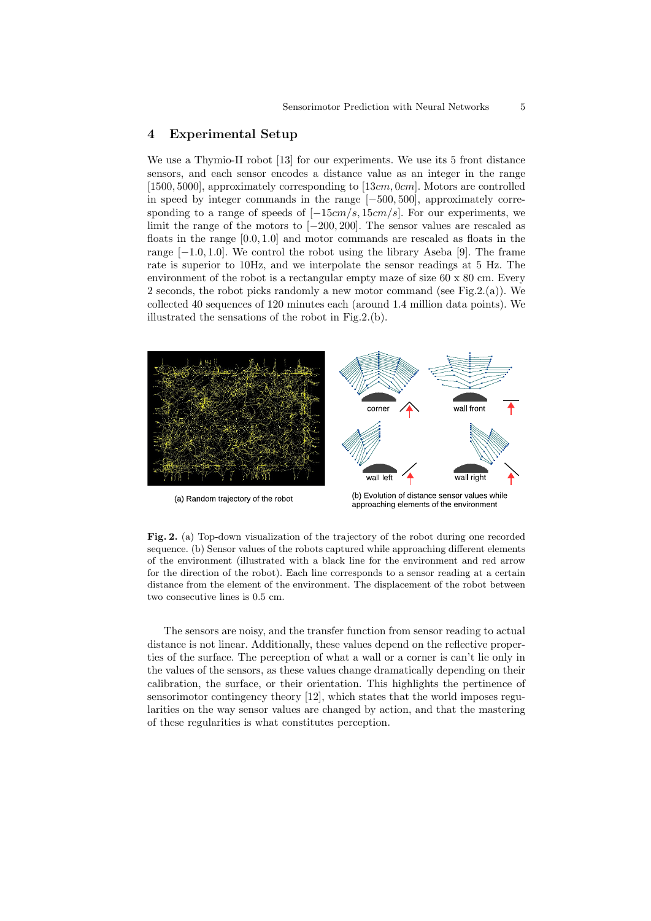## 4 Experimental Setup

We use a Thymio-II robot [13] for our experiments. We use its 5 front distance sensors, and each sensor encodes a distance value as an integer in the range $[1500, 5000]$, approximately corresponding to $[13cm, 0cm]$. Motors are controlled in speed by integer commands in the range $[-500, 500]$, approximately corresponding to a range of speeds of $[-15cm/s, 15cm/s]$. For our experiments, we limit the range of the motors to $[-200, 200]$. The sensor values are rescaled as floats in the range $[0.0, 1.0]$ and motor commands are rescaled as floats in the range $[-1.0, 1.0]$. We control the robot using the library Aseba [9]. The frame rate is superior to 10Hz, and we interpolate the sensor readings at 5 Hz. The environment of the robot is a rectangular empty maze of size 60 x 80 cm. Every 2 seconds, the robot picks randomly a new motor command (see Fig.2.(a)). We collected 40 sequences of 120 minutes each (around 1.4 million data points). We illustrated the sensations of the robot in Fig.2.(b).

(a) Random trajectory of the robot

(b) Evolution of distance sensor values while approaching elements of the environment

**Fig. 2.** (a) Top-down visualization of the trajectory of the robot during one recorded sequence. (b) Sensor values of the robots captured while approaching different elements of the environment (illustrated with a black line for the environment and red arrow for the direction of the robot). Each line corresponds to a sensor reading at a certain distance from the element of the environment. The displacement of the robot between two consecutive lines is 0.5 cm.

The sensors are noisy, and the transfer function from sensor reading to actual distance is not linear. Additionally, these values depend on the reflective properties of the surface. The perception of what a wall or a corner is can't lie only in the values of the sensors, as these values change dramatically depending on their calibration, the surface, or their orientation. This highlights the pertinence of sensorimotor contingency theory [12], which states that the world imposes regularities on the way sensor values are changed by action, and that the mastering of these regularities is what constitutes perception.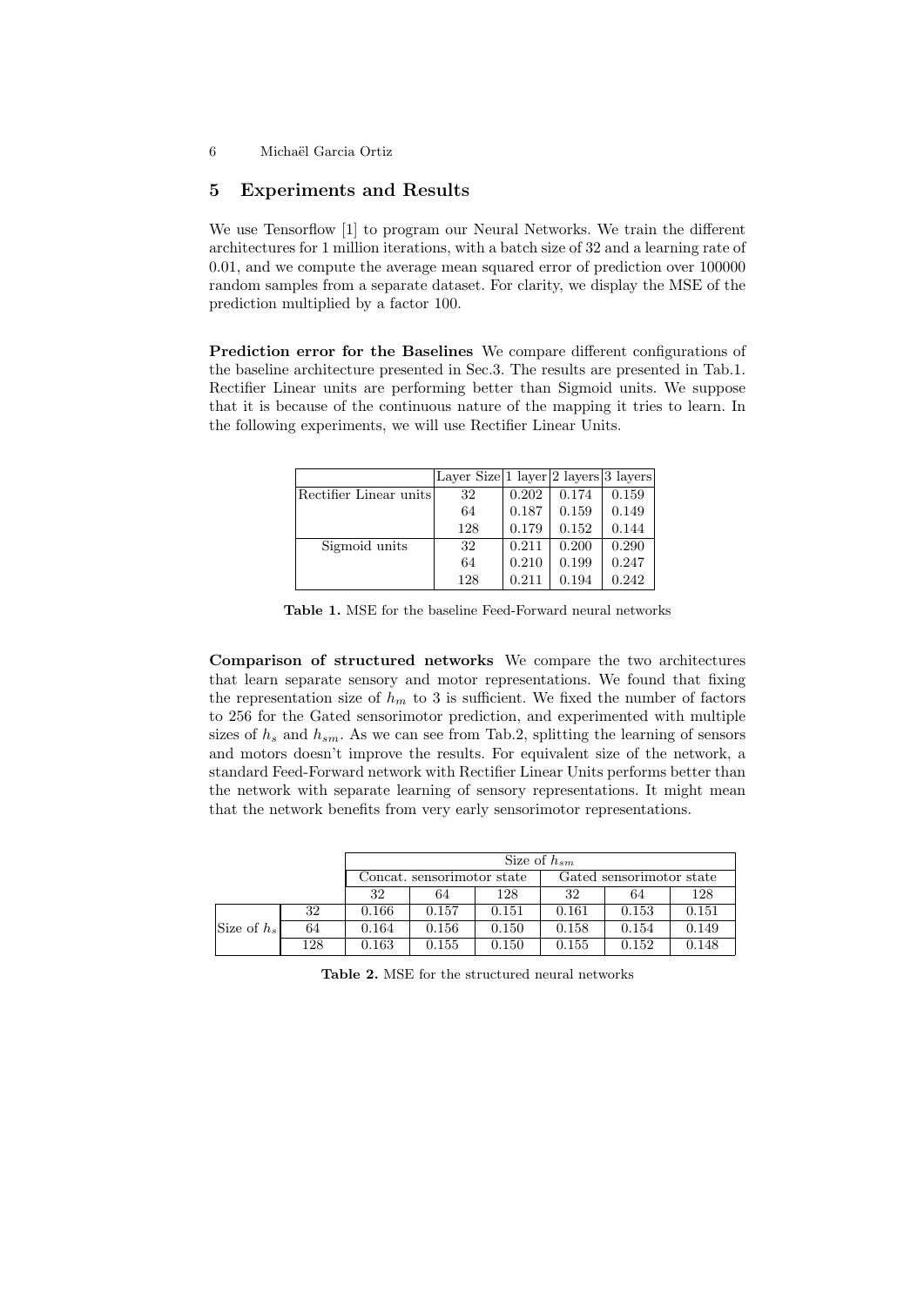## 5 Experiments and Results

We use Tensorflow [1] to program our Neural Networks. We train the different architectures for 1 million iterations, with a batch size of 32 and a learning rate of 0.01, and we compute the average mean squared error of prediction over 100000 random samples from a separate dataset. For clarity, we display the MSE of the prediction multiplied by a factor 100.

**Prediction error for the Baselines** We compare different configurations of the baseline architecture presented in Sec.3. The results are presented in Tab.1. Rectifier Linear units are performing better than Sigmoid units. We suppose that it is because of the continuous nature of the mapping it tries to learn. In the following experiments, we will use Rectifier Linear Units.

| | Layer Size | 1 layer | 2 layers | 3 layers |
|---|---|---|---|---|
| Rectifier Linear units | 32 | 0.202 | 0.174 | 0.159 |
| | 64 | 0.187 | 0.159 | 0.149 |
| | 128 | 0.179 | 0.152 | 0.144 |
| Sigmoid units | 32 | 0.211 | 0.200 | 0.290 |
| | 64 | 0.210 | 0.199 | 0.247 |
| | 128 | 0.211 | 0.194 | 0.242 |

**Table 1.** MSE for the baseline Feed-Forward neural networks

**Comparison of structured networks** We compare the two architectures that learn separate sensory and motor representations. We found that fixing the representation size of $h_m$ to 3 is sufficient. We fixed the number of factors to 256 for the Gated sensorimotor prediction, and experimented with multiple sizes of $h_s$ and $h_{sm}$. As we can see from Tab.2, splitting the learning of sensors and motors doesn't improve the results. For equivalent size of the network, a standard Feed-Forward network with Rectifier Linear Units performs better than the network with separate learning of sensory representations. It might mean that the network benefits from very early sensorimotor representations.

| | | Size of $h_{sm}$ | | | | | |
|---|---|---|---|---|---|---|---|
| | | Concat. sensorimotor state | | | Gated sensorimotor state | | |
| | | 32 | 64 | 128 | 32 | 64 | 128 |
| Size of $h_s$ | 32 | 0.166 | 0.157 | 0.151 | 0.161 | 0.153 | 0.151 |
| | 64 | 0.164 | 0.156 | 0.150 | 0.158 | 0.154 | 0.149 |
| | 128 | 0.163 | 0.155 | 0.150 | 0.155 | 0.152 | 0.148 |

**Table 2.** MSE for the structured neural networks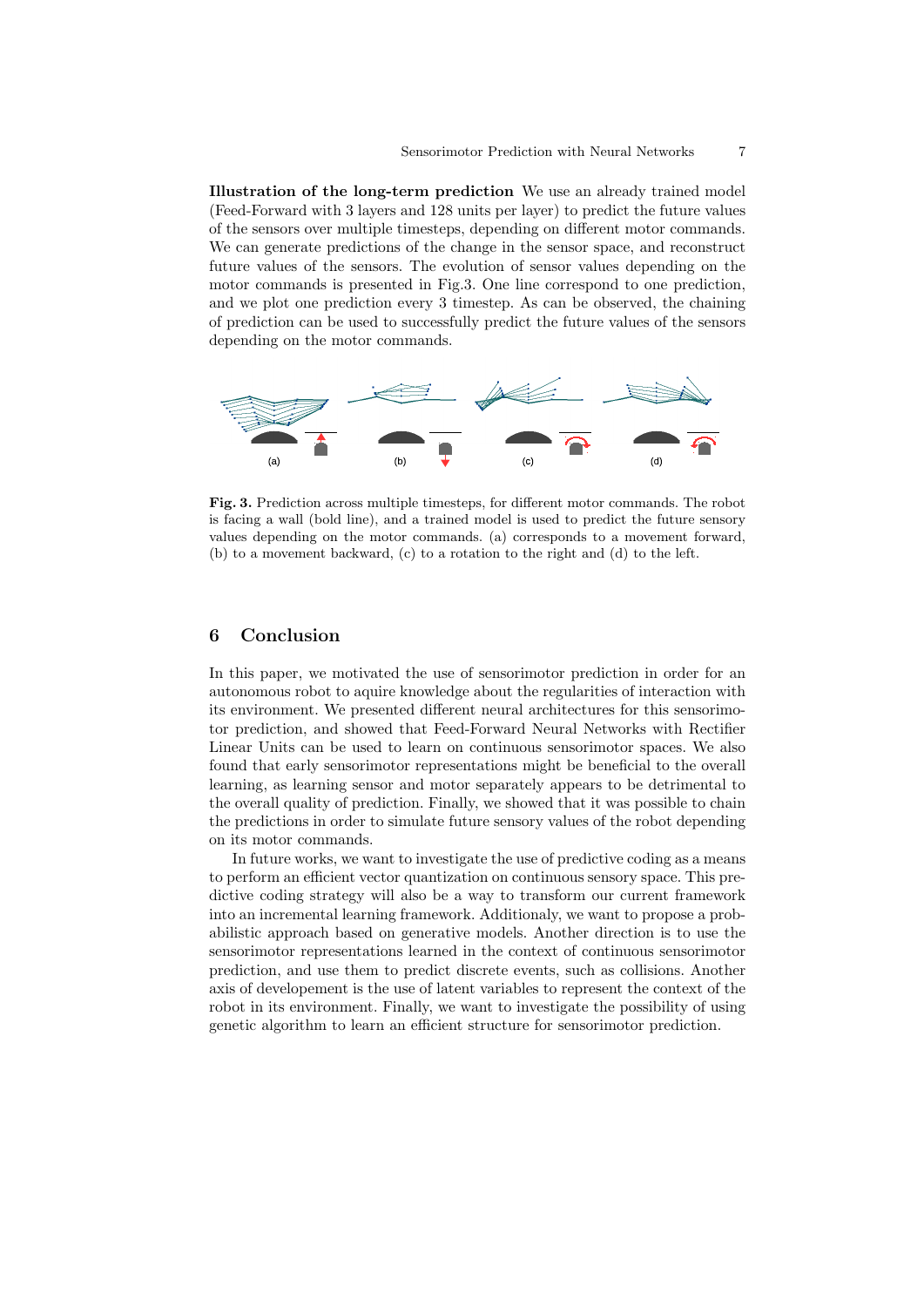**Illustration of the long-term prediction** We use an already trained model (Feed-Forward with 3 layers and 128 units per layer) to predict the future values of the sensors over multiple timesteps, depending on different motor commands. We can generate predictions of the change in the sensor space, and reconstruct future values of the sensors. The evolution of sensor values depending on the motor commands is presented in Fig.3. One line correspond to one prediction, and we plot one prediction every 3 timestep. As can be observed, the chaining of prediction can be used to successfully predict the future values of the sensors depending on the motor commands.

(a)
(b)
(c)
(d)

**Fig. 3.** Prediction across multiple timesteps, for different motor commands. The robot is facing a wall (bold line), and a trained model is used to predict the future sensory values depending on the motor commands. (a) corresponds to a movement forward, (b) to a movement backward, (c) to a rotation to the right and (d) to the left.

## 6 Conclusion

In this paper, we motivated the use of sensorimotor prediction in order for an autonomous robot to aquire knowledge about the regularities of interaction with its environment. We presented different neural architectures for this sensorimotor prediction, and showed that Feed-Forward Neural Networks with Rectifier Linear Units can be used to learn on continuous sensorimotor spaces. We also found that early sensorimotor representations might be beneficial to the overall learning, as learning sensor and motor separately appears to be detrimental to the overall quality of prediction. Finally, we showed that it was possible to chain the predictions in order to simulate future sensory values of the robot depending on its motor commands.

In future works, we want to investigate the use of predictive coding as a means to perform an efficient vector quantization on continuous sensory space. This predictive coding strategy will also be a way to transform our current framework into an incremental learning framework. Additionaly, we want to propose a probabilistic approach based on generative models. Another direction is to use the sensorimotor representations learned in the context of continuous sensorimotor prediction, and use them to predict discrete events, such as collisions. Another axis of developement is the use of latent variables to represent the context of the robot in its environment. Finally, we want to investigate the possibility of using genetic algorithm to learn an efficient structure for sensorimotor prediction.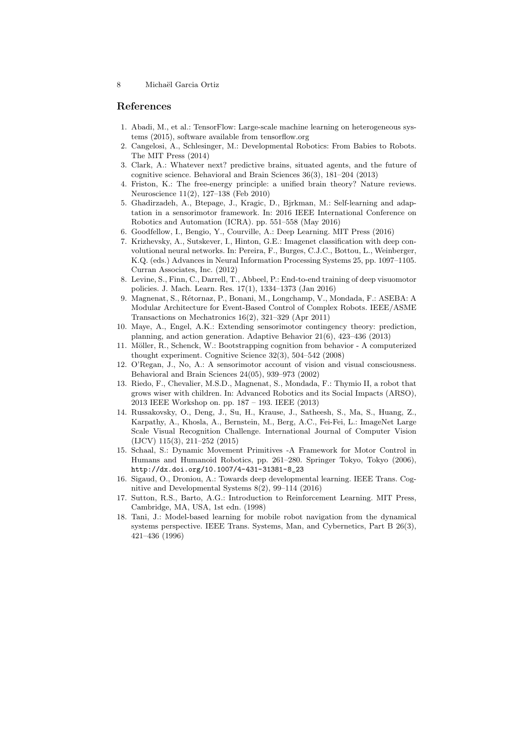## References

1. Abadi, M., et al.: TensorFlow: Large-scale machine learning on heterogeneous systems (2015), software available from tensorflow.org
2. Cangelosi, A., Schlesinger, M.: Developmental Robotics: From Babies to Robots. The MIT Press (2014)
3. Clark, A.: Whatever next? predictive brains, situated agents, and the future of cognitive science. Behavioral and Brain Sciences 36(3), 181–204 (2013)
4. Friston, K.: The free-energy principle: a unified brain theory? Nature reviews. Neuroscience 11(2), 127–138 (Feb 2010)
5. Ghadirzadeh, A., Btepage, J., Kragic, D., Bjrkman, M.: Self-learning and adaptation in a sensorimotor framework. In: 2016 IEEE International Conference on Robotics and Automation (ICRA). pp. 551–558 (May 2016)
6. Goodfellow, I., Bengio, Y., Courville, A.: Deep Learning. MIT Press (2016)
7. Krizhevsky, A., Sutskever, I., Hinton, G.E.: Imagenet classification with deep convolutional neural networks. In: Pereira, F., Burges, C.J.C., Bottou, L., Weinberger, K.Q. (eds.) Advances in Neural Information Processing Systems 25, pp. 1097–1105. Curran Associates, Inc. (2012)
8. Levine, S., Finn, C., Darrell, T., Abbeel, P.: End-to-end training of deep visuomotor policies. J. Mach. Learn. Res. 17(1), 1334–1373 (Jan 2016)
9. Magnenat, S., Rétornaz, P., Bonani, M., Longchamp, V., Mondada, F.: ASEBA: A Modular Architecture for Event-Based Control of Complex Robots. IEEE/ASME Transactions on Mechatronics 16(2), 321–329 (Apr 2011)
10. Maye, A., Engel, A.K.: Extending sensorimotor contingency theory: prediction, planning, and action generation. Adaptive Behavior 21(6), 423–436 (2013)
11. Möller, R., Schenck, W.: Bootstrapping cognition from behavior - A computerized thought experiment. Cognitive Science 32(3), 504–542 (2008)
12. O'Regan, J., No, A.: A sensorimotor account of vision and visual consciousness. Behavioral and Brain Sciences 24(05), 939–973 (2002)
13. Riedo, F., Chevalier, M.S.D., Magnenat, S., Mondada, F.: Thymio II, a robot that grows wiser with children. In: Advanced Robotics and its Social Impacts (ARSO), 2013 IEEE Workshop on. pp. 187 – 193. IEEE (2013)
14. Russakovsky, O., Deng, J., Su, H., Krause, J., Satheesh, S., Ma, S., Huang, Z., Karpathy, A., Khosla, A., Bernstein, M., Berg, A.C., Fei-Fei, L.: ImageNet Large Scale Visual Recognition Challenge. International Journal of Computer Vision (IJCV) 115(3), 211–252 (2015)
15. Schaal, S.: Dynamic Movement Primitives -A Framework for Motor Control in Humans and Humanoid Robotics, pp. 261–280. Springer Tokyo, Tokyo (2006), http://dx.doi.org/10.1007/4-431-31381-8_23
16. Sigaud, O., Droniou, A.: Towards deep developmental learning. IEEE Trans. Cognitive and Developmental Systems 8(2), 99–114 (2016)
17. Sutton, R.S., Barto, A.G.: Introduction to Reinforcement Learning. MIT Press, Cambridge, MA, USA, 1st edn. (1998)
18. Tani, J.: Model-based learning for mobile robot navigation from the dynamical systems perspective. IEEE Trans. Systems, Man, and Cybernetics, Part B 26(3), 421–436 (1996)